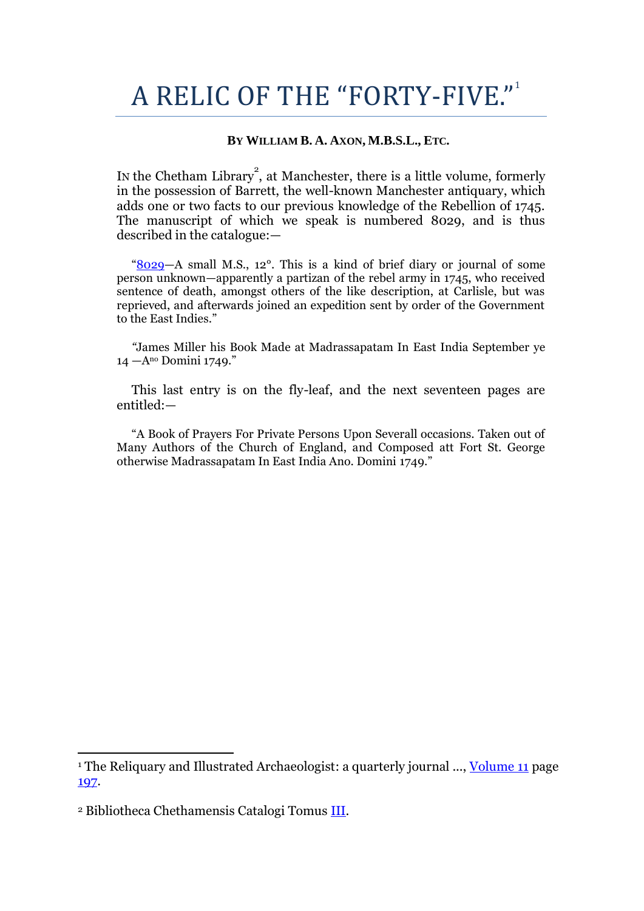# A RELIC OF THE "FORTY-FIVE."[1]

**BY WILLIAM B. A. AXON, M.B.S.L., ETC.**

IN the Chetham Library[2], at Manchester, there is a little volume, formerly in the possession of Barrett, the well-known Manchester antiquary, which adds one or two facts to our previous knowledge of the Rebellion of 1745. The manuscript of which we speak is numbered 8029, and is thus described in the catalogue:—

"8029—A small M.S., 12°. This is a kind of brief diary or journal of some person unknown—apparently a partizan of the rebel army in 1745, who received sentence of death, amongst others of the like description, at Carlisle, but was reprieved, and afterwards joined an expedition sent by order of the Government to the East Indies."

"James Miller his Book Made at Madrassapatam In East India September ye 14 —Ano Domini 1749."

This last entry is on the fly-leaf, and the next seventeen pages are entitled:—

"A Book of Prayers For Private Persons Upon Severall occasions. Taken out of Many Authors of the Church of England, and Composed att Fort St. George otherwise Madrassapatam In East India Ano. Domini 1749."

---

[1] The Reliquary and Illustrated Archaeologist: a quarterly journal ..., Volume 11 page 197.

[2] Bibliotheca Chethamensis Catalogi Tomus III.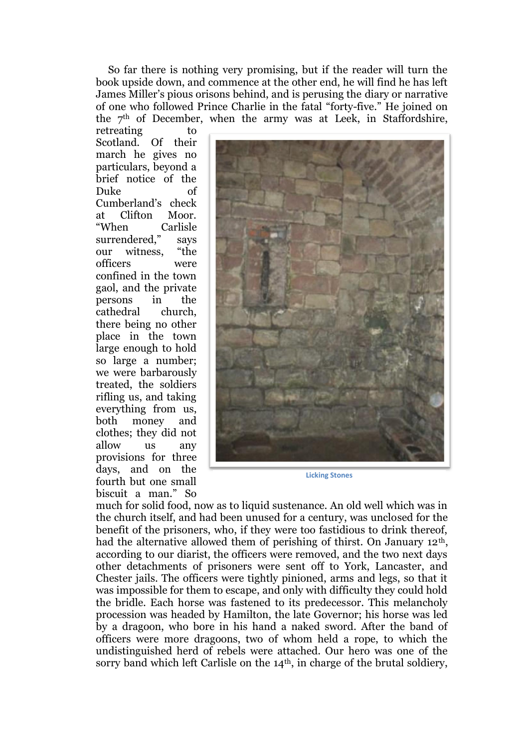So far there is nothing very promising, but if the reader will turn the book upside down, and commence at the other end, he will find he has left James Miller's pious orisons behind, and is perusing the diary or narrative of one who followed Prince Charlie in the fatal "forty-five." He joined on the 7th of December, when the army was at Leek, in Staffordshire, retreating to Scotland. Of their march he gives no particulars, beyond a brief notice of the Duke of Cumberland's check at Clifton Moor. "When Carlisle surrendered," says our witness, "the officers were confined in the town gaol, and the private persons in the cathedral church, there being no other place in the town large enough to hold so large a number; we were barbarously treated, the soldiers rifling us, and taking everything from us, both money and clothes; they did not allow us any provisions for three days, and on the fourth but one small biscuit a man." So much for solid food, now as to liquid sustenance. An old well which was in the church itself, and had been unused for a century, was unclosed for the benefit of the prisoners, who, if they were too fastidious to drink thereof, had the alternative allowed them of perishing of thirst. On January 12th, according to our diarist, the officers were removed, and the two next days other detachments of prisoners were sent off to York, Lancaster, and Chester jails. The officers were tightly pinioned, arms and legs, so that it was impossible for them to escape, and only with difficulty they could hold the bridle. Each horse was fastened to its predecessor. This melancholy procession was headed by Hamilton, the late Governor; his horse was led by a dragoon, who bore in his hand a naked sword. After the band of officers were more dragoons, two of whom held a rope, to which the undistinguished herd of rebels were attached. Our hero was one of the sorry band which left Carlisle on the 14th, in charge of the brutal soldiery,

Licking Stones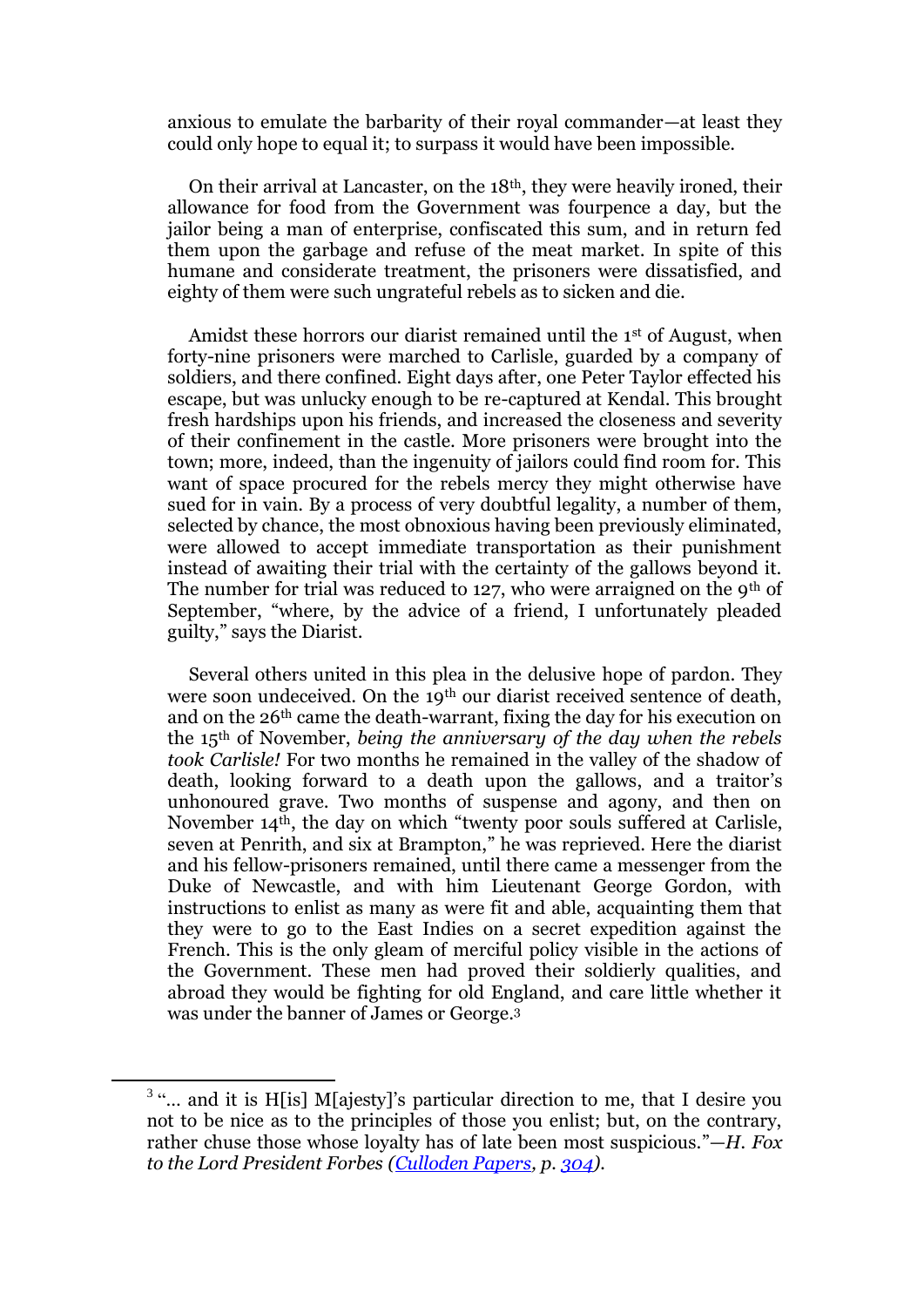anxious to emulate the barbarity of their royal commander—at least they could only hope to equal it; to surpass it would have been impossible.

On their arrival at Lancaster, on the 18th, they were heavily ironed, their allowance for food from the Government was fourpence a day, but the jailor being a man of enterprise, confiscated this sum, and in return fed them upon the garbage and refuse of the meat market. In spite of this humane and considerate treatment, the prisoners were dissatisfied, and eighty of them were such ungrateful rebels as to sicken and die.

Amidst these horrors our diarist remained until the 1st of August, when forty-nine prisoners were marched to Carlisle, guarded by a company of soldiers, and there confined. Eight days after, one Peter Taylor effected his escape, but was unlucky enough to be re-captured at Kendal. This brought fresh hardships upon his friends, and increased the closeness and severity of their confinement in the castle. More prisoners were brought into the town; more, indeed, than the ingenuity of jailors could find room for. This want of space procured for the rebels mercy they might otherwise have sued for in vain. By a process of very doubtful legality, a number of them, selected by chance, the most obnoxious having been previously eliminated, were allowed to accept immediate transportation as their punishment instead of awaiting their trial with the certainty of the gallows beyond it. The number for trial was reduced to 127, who were arraigned on the 9th of September, "where, by the advice of a friend, I unfortunately pleaded guilty," says the Diarist.

Several others united in this plea in the delusive hope of pardon. They were soon undeceived. On the 19th our diarist received sentence of death, and on the 26th came the death-warrant, fixing the day for his execution on the 15th of November, *being the anniversary of the day when the rebels took Carlisle!* For two months he remained in the valley of the shadow of death, looking forward to a death upon the gallows, and a traitor's unhonoured grave. Two months of suspense and agony, and then on November 14th, the day on which "twenty poor souls suffered at Carlisle, seven at Penrith, and six at Brampton," he was reprieved. Here the diarist and his fellow-prisoners remained, until there came a messenger from the Duke of Newcastle, and with him Lieutenant George Gordon, with instructions to enlist as many as were fit and able, acquainting them that they were to go to the East Indies on a secret expedition against the French. This is the only gleam of merciful policy visible in the actions of the Government. These men had proved their soldierly qualities, and abroad they would be fighting for old England, and care little whether it was under the banner of James or George.[3]

---

[3] "... and it is H[is] M[ajesty]'s particular direction to me, that I desire you not to be nice as to the principles of those you enlist; but, on the contrary, rather chuse those whose loyalty has of late been most suspicious."—*H. Fox to the Lord President Forbes (Culloden Papers, p. 304).*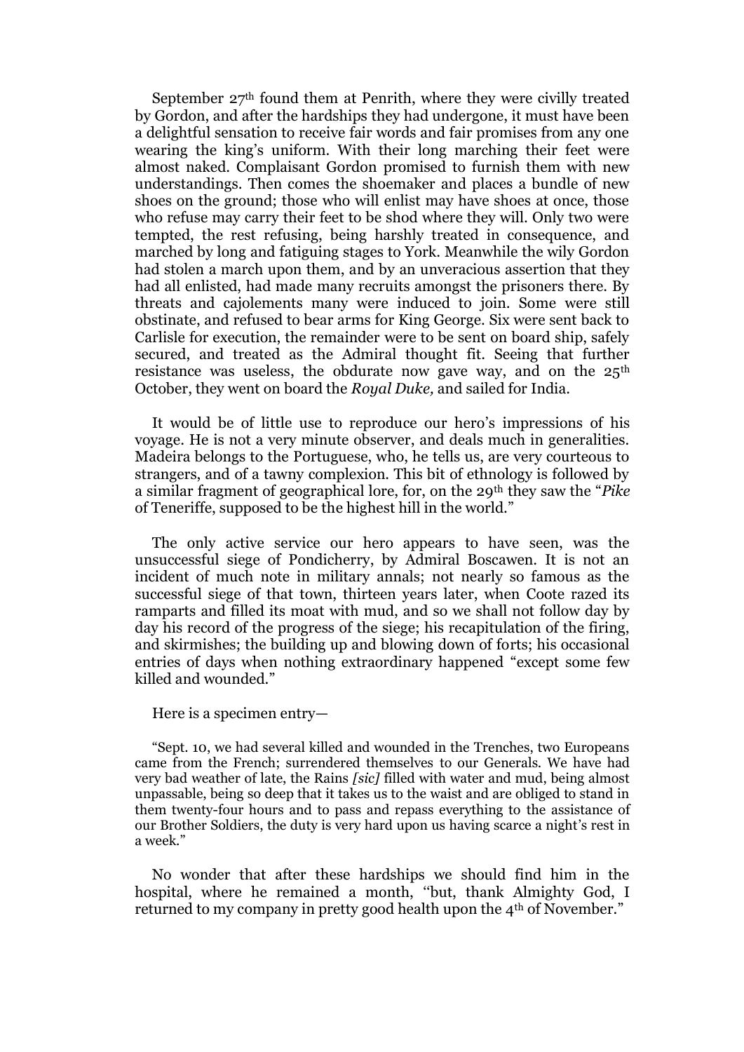September 27th found them at Penrith, where they were civilly treated by Gordon, and after the hardships they had undergone, it must have been a delightful sensation to receive fair words and fair promises from any one wearing the king's uniform. With their long marching their feet were almost naked. Complaisant Gordon promised to furnish them with new understandings. Then comes the shoemaker and places a bundle of new shoes on the ground; those who will enlist may have shoes at once, those who refuse may carry their feet to be shod where they will. Only two were tempted, the rest refusing, being harshly treated in consequence, and marched by long and fatiguing stages to York. Meanwhile the wily Gordon had stolen a march upon them, and by an unveracious assertion that they had all enlisted, had made many recruits amongst the prisoners there. By threats and cajolements many were induced to join. Some were still obstinate, and refused to bear arms for King George. Six were sent back to Carlisle for execution, the remainder were to be sent on board ship, safely secured, and treated as the Admiral thought fit. Seeing that further resistance was useless, the obdurate now gave way, and on the 25th October, they went on board the *Royal Duke,* and sailed for India.

It would be of little use to reproduce our hero's impressions of his voyage. He is not a very minute observer, and deals much in generalities. Madeira belongs to the Portuguese, who, he tells us, are very courteous to strangers, and of a tawny complexion. This bit of ethnology is followed by a similar fragment of geographical lore, for, on the 29th they saw the "*Pike* of Teneriffe, supposed to be the highest hill in the world."

The only active service our hero appears to have seen, was the unsuccessful siege of Pondicherry, by Admiral Boscawen. It is not an incident of much note in military annals; not nearly so famous as the successful siege of that town, thirteen years later, when Coote razed its ramparts and filled its moat with mud, and so we shall not follow day by day his record of the progress of the siege; his recapitulation of the firing, and skirmishes; the building up and blowing down of forts; his occasional entries of days when nothing extraordinary happened "except some few killed and wounded."

Here is a specimen entry—

> "Sept. 10, we had several killed and wounded in the Trenches, two Europeans came from the French; surrendered themselves to our Generals. We have had very bad weather of late, the Rains *[sic]* filled with water and mud, being almost unpassable, being so deep that it takes us to the waist and are obliged to stand in them twenty-four hours and to pass and repass everything to the assistance of our Brother Soldiers, the duty is very hard upon us having scarce a night's rest in a week."

No wonder that after these hardships we should find him in the hospital, where he remained a month, "but, thank Almighty God, I returned to my company in pretty good health upon the 4th of November."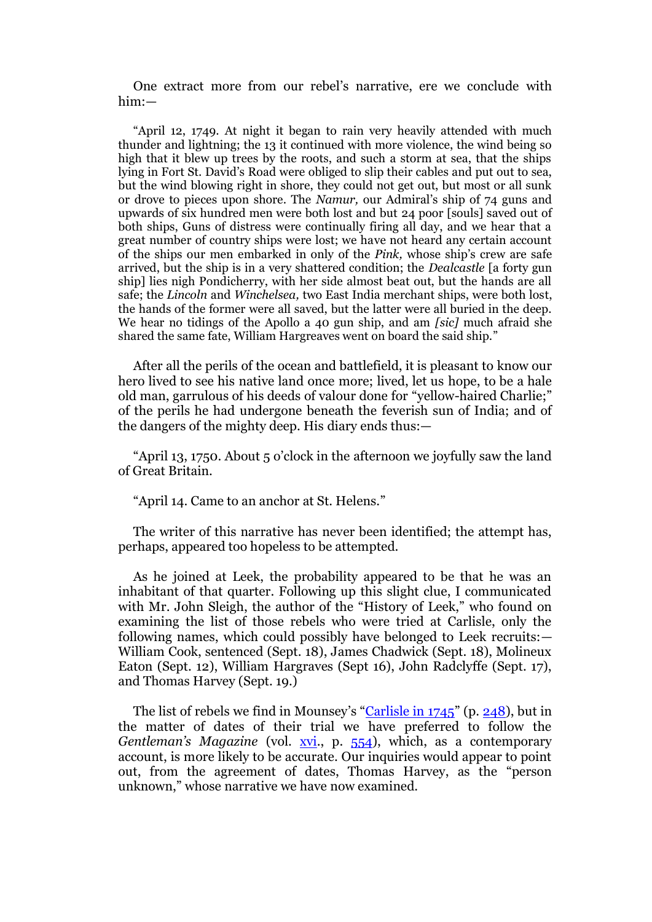One extract more from our rebel's narrative, ere we conclude with him:—

> "April 12, 1749. At night it began to rain very heavily attended with much thunder and lightning; the 13 it continued with more violence, the wind being so high that it blew up trees by the roots, and such a storm at sea, that the ships lying in Fort St. David's Road were obliged to slip their cables and put out to sea, but the wind blowing right in shore, they could not get out, but most or all sunk or drove to pieces upon shore. The *Namur,* our Admiral's ship of 74 guns and upwards of six hundred men were both lost and but 24 poor [souls] saved out of both ships, Guns of distress were continually firing all day, and we hear that a great number of country ships were lost; we have not heard any certain account of the ships our men embarked in only of the *Pink,* whose ship's crew are safe arrived, but the ship is in a very shattered condition; the *Dealcastle* [a forty gun ship] lies nigh Pondicherry, with her side almost beat out, but the hands are all safe; the *Lincoln* and *Winchelsea,* two East India merchant ships, were both lost, the hands of the former were all saved, but the latter were all buried in the deep. We hear no tidings of the Apollo a 40 gun ship, and am *[sic]* much afraid she shared the same fate, William Hargreaves went on board the said ship."

After all the perils of the ocean and battlefield, it is pleasant to know our hero lived to see his native land once more; lived, let us hope, to be a hale old man, garrulous of his deeds of valour done for "yellow-haired Charlie;" of the perils he had undergone beneath the feverish sun of India; and of the dangers of the mighty deep. His diary ends thus:—

"April 13, 1750. About 5 o'clock in the afternoon we joyfully saw the land of Great Britain.

"April 14. Came to an anchor at St. Helens."

The writer of this narrative has never been identified; the attempt has, perhaps, appeared too hopeless to be attempted.

As he joined at Leek, the probability appeared to be that he was an inhabitant of that quarter. Following up this slight clue, I communicated with Mr. John Sleigh, the author of the "History of Leek," who found on examining the list of those rebels who were tried at Carlisle, only the following names, which could possibly have belonged to Leek recruits:—William Cook, sentenced (Sept. 18), James Chadwick (Sept. 18), Molineux Eaton (Sept. 12), William Hargraves (Sept 16), John Radclyffe (Sept. 17), and Thomas Harvey (Sept. 19.)

The list of rebels we find in Mounsey's "Carlisle in 1745" (p. 248), but in the matter of dates of their trial we have preferred to follow the *Gentleman's Magazine* (vol. xvi., p. 554), which, as a contemporary account, is more likely to be accurate. Our inquiries would appear to point out, from the agreement of dates, Thomas Harvey, as the "person unknown," whose narrative we have now examined.